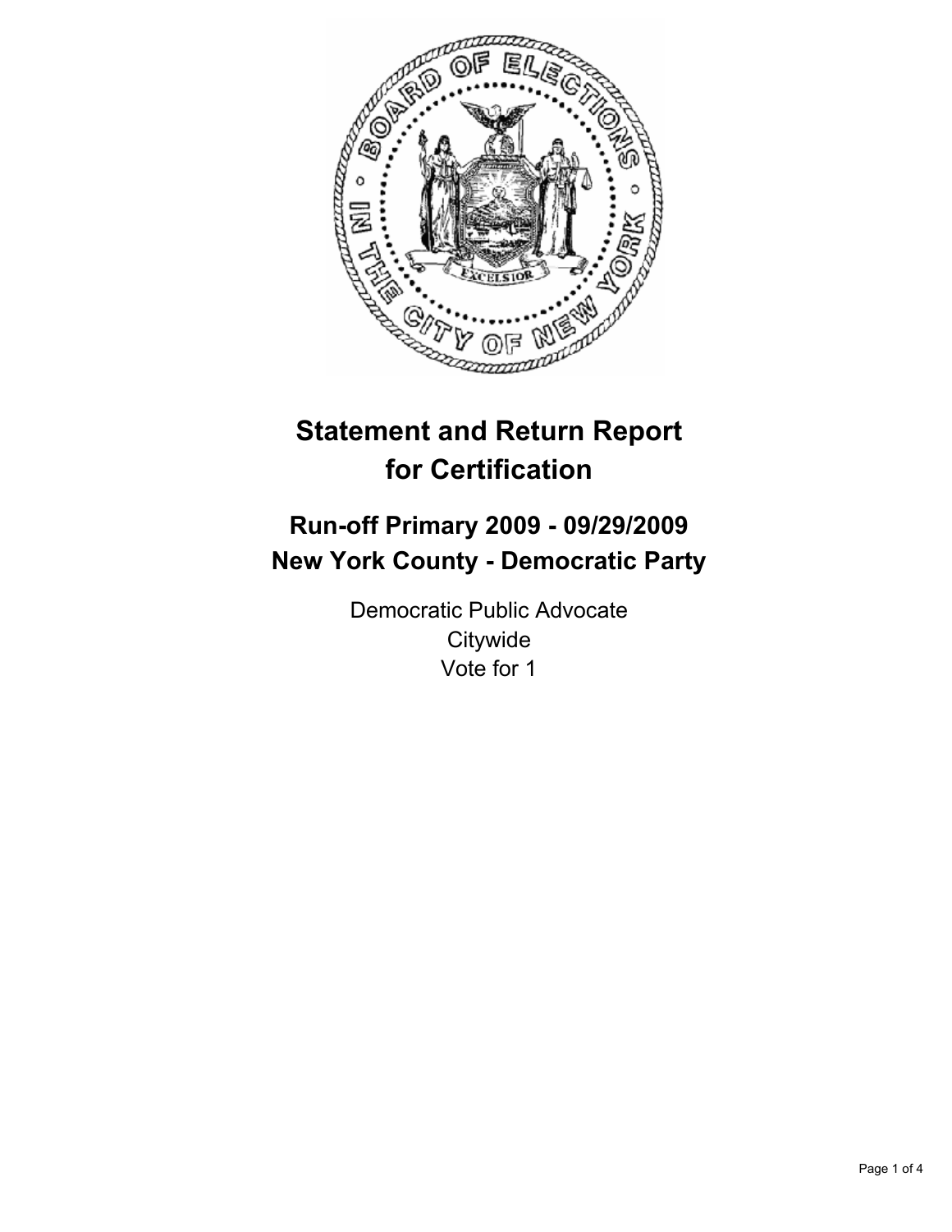# Statement and Return Report for Certification

## Run-off Primary 2009 - 09/29/2009
## New York County - Democratic Party

Democratic Public Advocate
Citywide
Vote for 1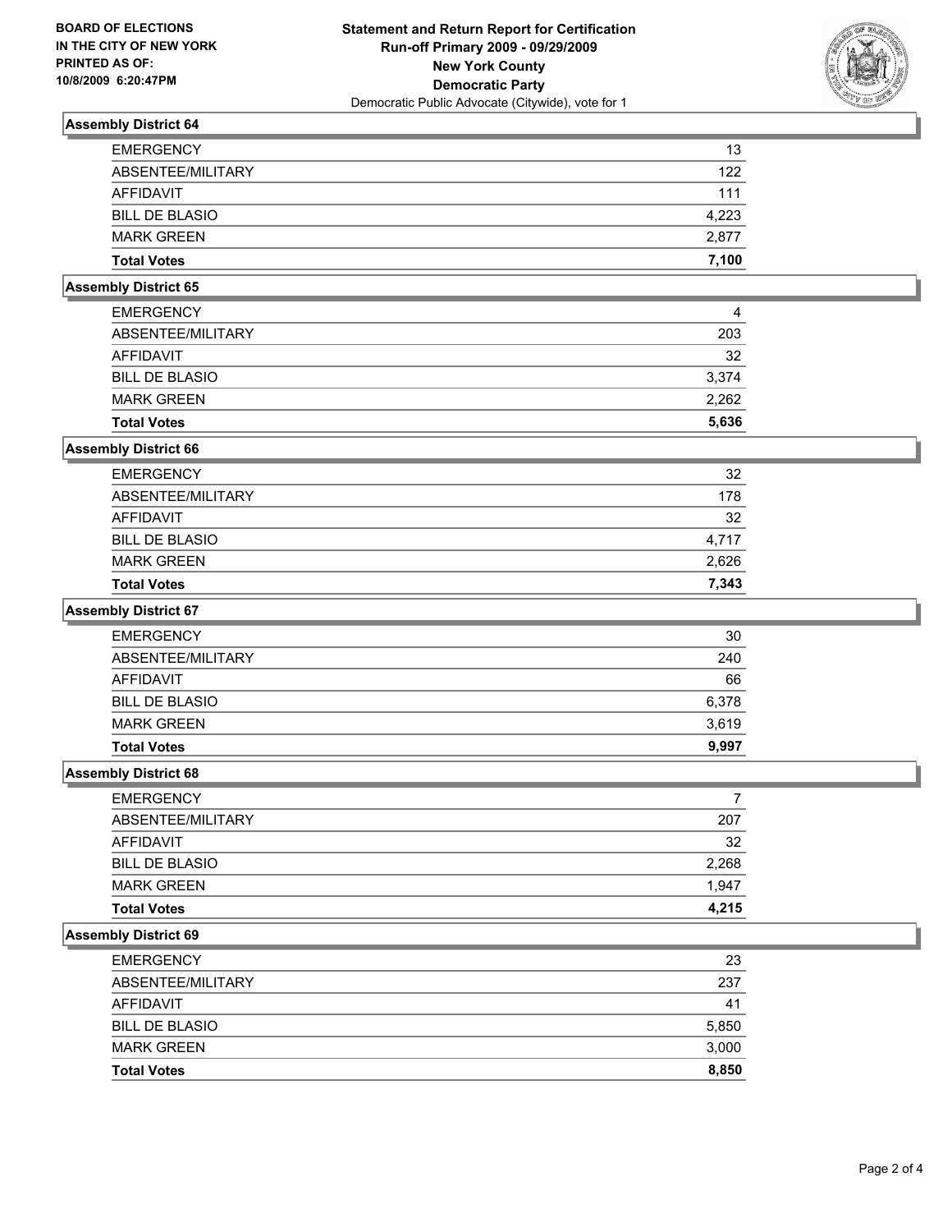**BOARD OF ELECTIONS**
**IN THE CITY OF NEW YORK**
**PRINTED AS OF:**
**10/8/2009 6:20:47PM**

**Statement and Return Report for Certification**
**Run-off Primary 2009 - 09/29/2009**
**New York County**
**Democratic Party**
Democratic Public Advocate (Citywide), vote for 1

### Assembly District 64

| | |
|---|---|
| EMERGENCY | 13 |
| ABSENTEE/MILITARY | 122 |
| AFFIDAVIT | 111 |
| BILL DE BLASIO | 4,223 |
| MARK GREEN | 2,877 |
| **Total Votes** | **7,100** |

### Assembly District 65

| | |
|---|---|
| EMERGENCY | 4 |
| ABSENTEE/MILITARY | 203 |
| AFFIDAVIT | 32 |
| BILL DE BLASIO | 3,374 |
| MARK GREEN | 2,262 |
| **Total Votes** | **5,636** |

### Assembly District 66

| | |
|---|---|
| EMERGENCY | 32 |
| ABSENTEE/MILITARY | 178 |
| AFFIDAVIT | 32 |
| BILL DE BLASIO | 4,717 |
| MARK GREEN | 2,626 |
| **Total Votes** | **7,343** |

### Assembly District 67

| | |
|---|---|
| EMERGENCY | 30 |
| ABSENTEE/MILITARY | 240 |
| AFFIDAVIT | 66 |
| BILL DE BLASIO | 6,378 |
| MARK GREEN | 3,619 |
| **Total Votes** | **9,997** |

### Assembly District 68

| | |
|---|---|
| EMERGENCY | 7 |
| ABSENTEE/MILITARY | 207 |
| AFFIDAVIT | 32 |
| BILL DE BLASIO | 2,268 |
| MARK GREEN | 1,947 |
| **Total Votes** | **4,215** |

### Assembly District 69

| | |
|---|---|
| EMERGENCY | 23 |
| ABSENTEE/MILITARY | 237 |
| AFFIDAVIT | 41 |
| BILL DE BLASIO | 5,850 |
| MARK GREEN | 3,000 |
| **Total Votes** | **8,850** |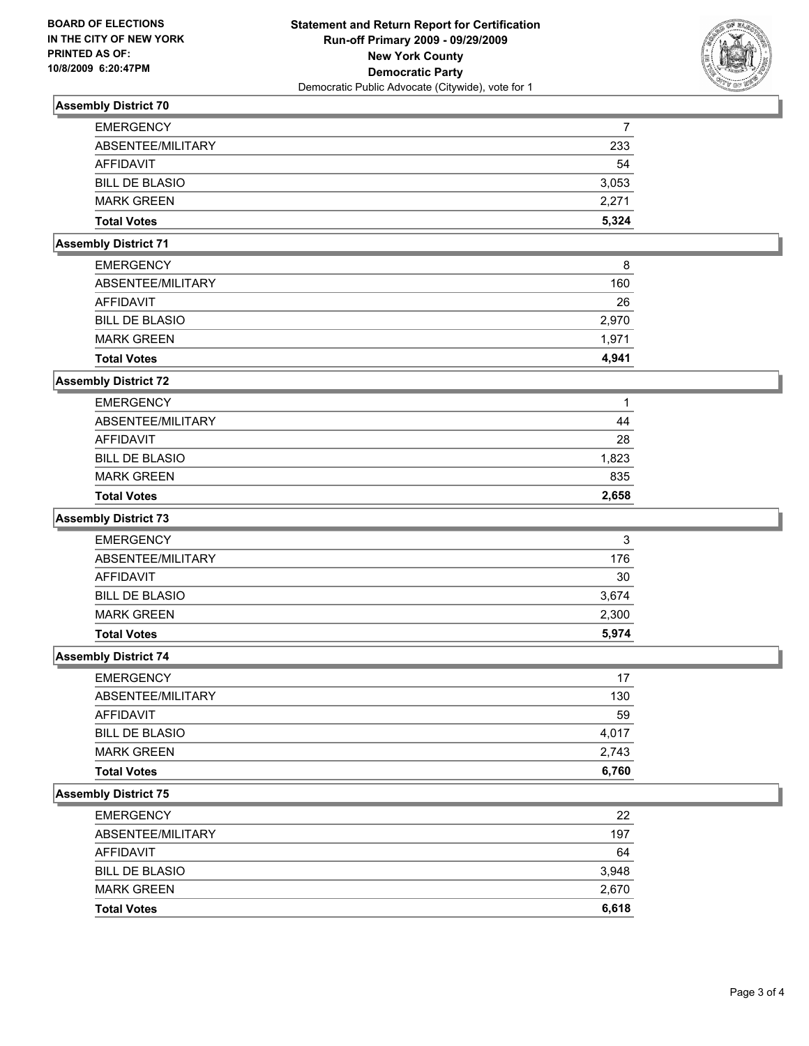**BOARD OF ELECTIONS IN THE CITY OF NEW YORK PRINTED AS OF: 10/8/2009 6:20:47PM**

# Statement and Return Report for Certification
## Run-off Primary 2009 - 09/29/2009
## New York County
## Democratic Party
Democratic Public Advocate (Citywide), vote for 1

### Assembly District 70

| | |
|---|---|
| EMERGENCY | 7 |
| ABSENTEE/MILITARY | 233 |
| AFFIDAVIT | 54 |
| BILL DE BLASIO | 3,053 |
| MARK GREEN | 2,271 |
| **Total Votes** | **5,324** |

### Assembly District 71

| | |
|---|---|
| EMERGENCY | 8 |
| ABSENTEE/MILITARY | 160 |
| AFFIDAVIT | 26 |
| BILL DE BLASIO | 2,970 |
| MARK GREEN | 1,971 |
| **Total Votes** | **4,941** |

### Assembly District 72

| | |
|---|---|
| EMERGENCY | 1 |
| ABSENTEE/MILITARY | 44 |
| AFFIDAVIT | 28 |
| BILL DE BLASIO | 1,823 |
| MARK GREEN | 835 |
| **Total Votes** | **2,658** |

### Assembly District 73

| | |
|---|---|
| EMERGENCY | 3 |
| ABSENTEE/MILITARY | 176 |
| AFFIDAVIT | 30 |
| BILL DE BLASIO | 3,674 |
| MARK GREEN | 2,300 |
| **Total Votes** | **5,974** |

### Assembly District 74

| | |
|---|---|
| EMERGENCY | 17 |
| ABSENTEE/MILITARY | 130 |
| AFFIDAVIT | 59 |
| BILL DE BLASIO | 4,017 |
| MARK GREEN | 2,743 |
| **Total Votes** | **6,760** |

### Assembly District 75

| | |
|---|---|
| EMERGENCY | 22 |
| ABSENTEE/MILITARY | 197 |
| AFFIDAVIT | 64 |
| BILL DE BLASIO | 3,948 |
| MARK GREEN | 2,670 |
| **Total Votes** | **6,618** |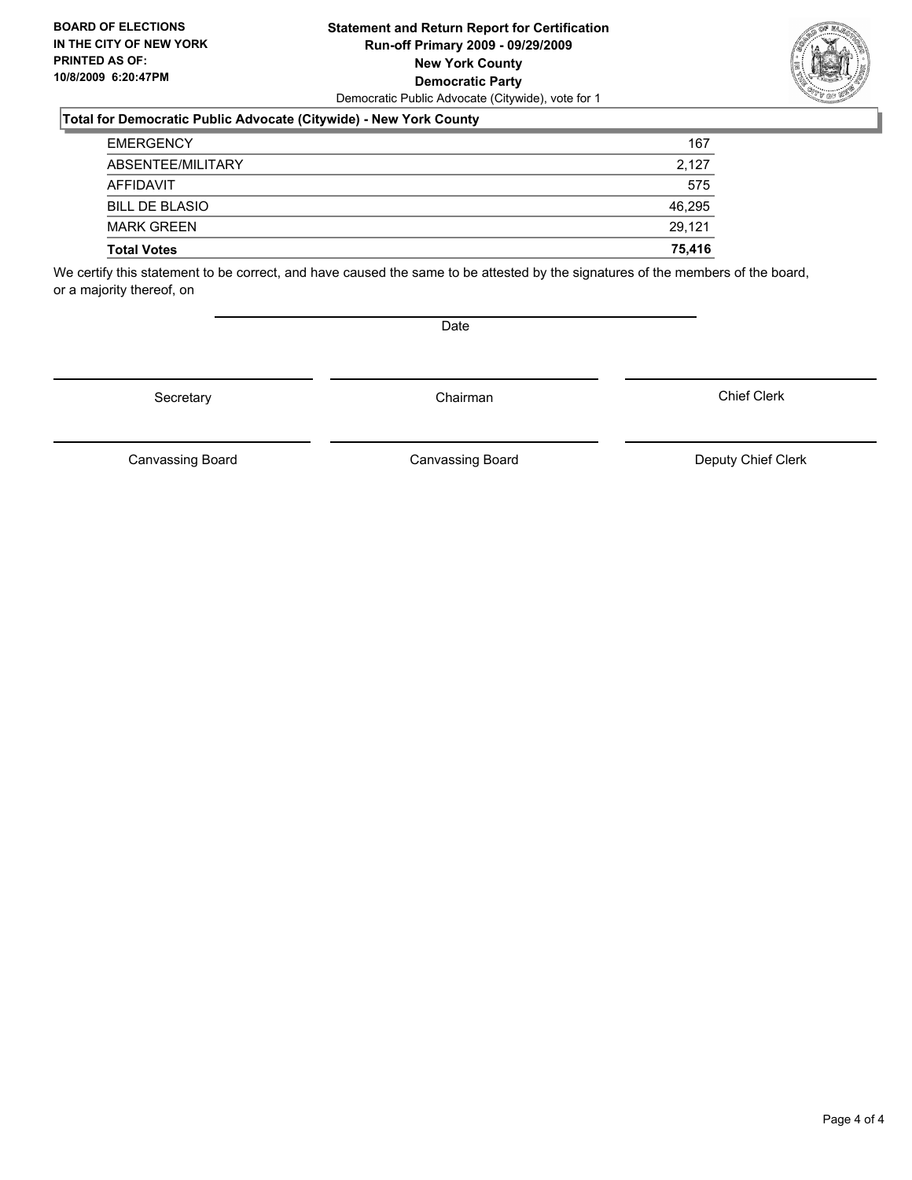**BOARD OF ELECTIONS IN THE CITY OF NEW YORK PRINTED AS OF: 10/8/2009 6:20:47PM**

**Statement and Return Report for Certification**
**Run-off Primary 2009 - 09/29/2009**
**New York County**
**Democratic Party**
Democratic Public Advocate (Citywide), vote for 1

**Total for Democratic Public Advocate (Citywide) - New York County**

| | |
|---|---|
| EMERGENCY | 167 |
| ABSENTEE/MILITARY | 2,127 |
| AFFIDAVIT | 575 |
| BILL DE BLASIO | 46,295 |
| MARK GREEN | 29,121 |
| **Total Votes** | **75,416** |

We certify this statement to be correct, and have caused the same to be attested by the signatures of the members of the board, or a majority thereof, on

Date

Secretary

Chairman

Chief Clerk

Canvassing Board

Canvassing Board

Deputy Chief Clerk